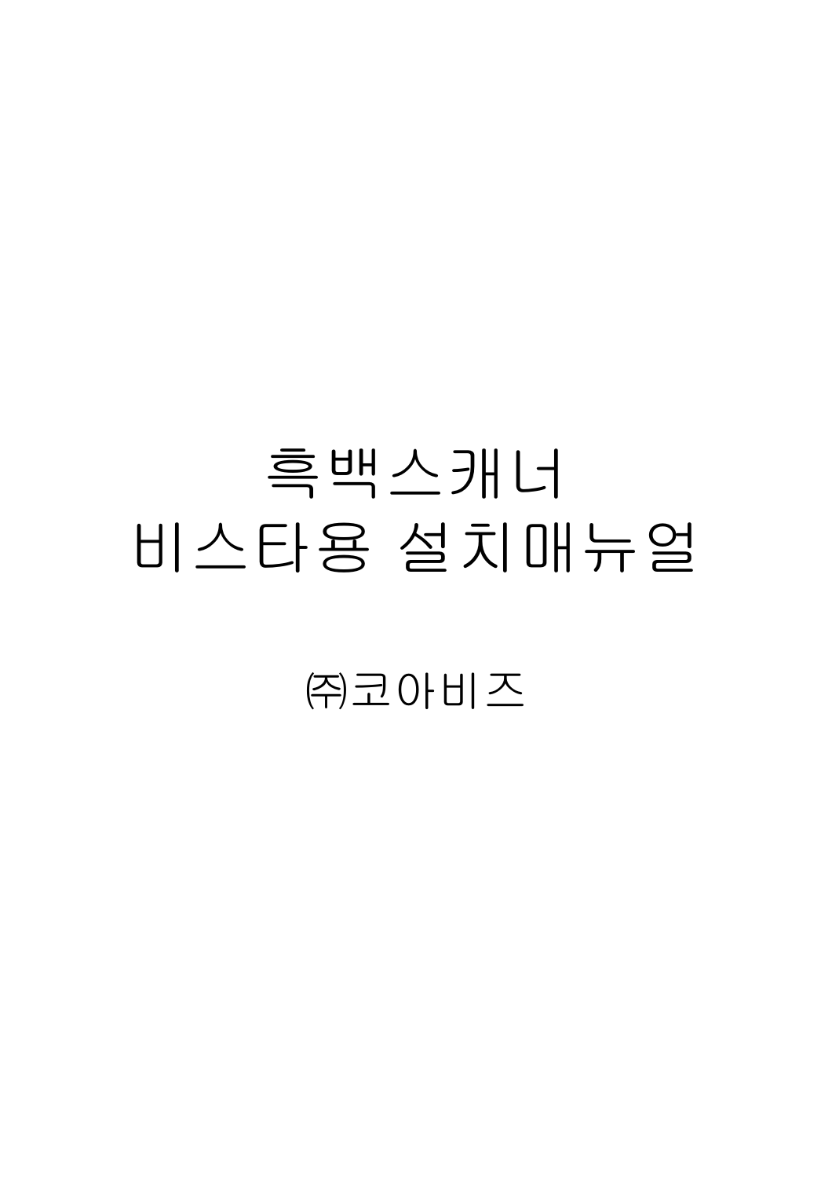# 흑백스캐너
# 비스타용 설치매뉴얼

㈜코아비즈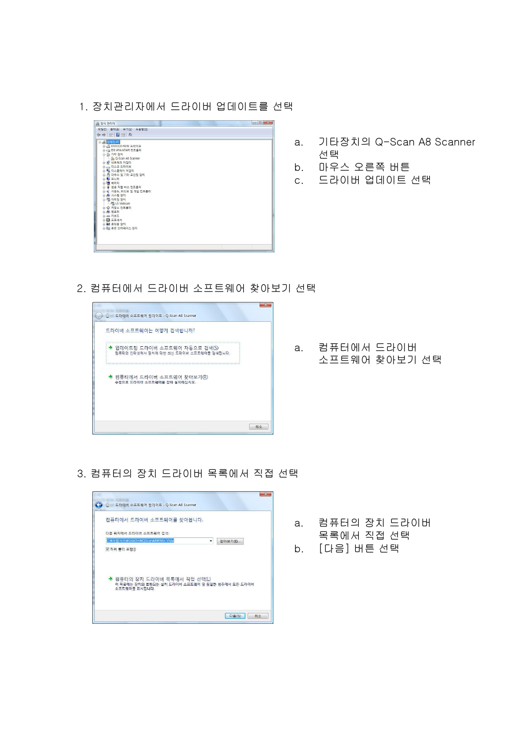1. 장치관리자에서 드라이버 업데이트를 선택

a. 기타장치의 Q-Scan A8 Scanner 선택
b. 마우스 오른쪽 버튼
c. 드라이버 업데이트 선택

2. 컴퓨터에서 드라이버 소프트웨어 찾아보기 선택

a. 컴퓨터에서 드라이버 소프트웨어 찾아보기 선택

3. 컴퓨터의 장치 드라이버 목록에서 직접 선택

a. 컴퓨터의 장치 드라이버 목록에서 직접 선택
b. [다음] 버튼 선택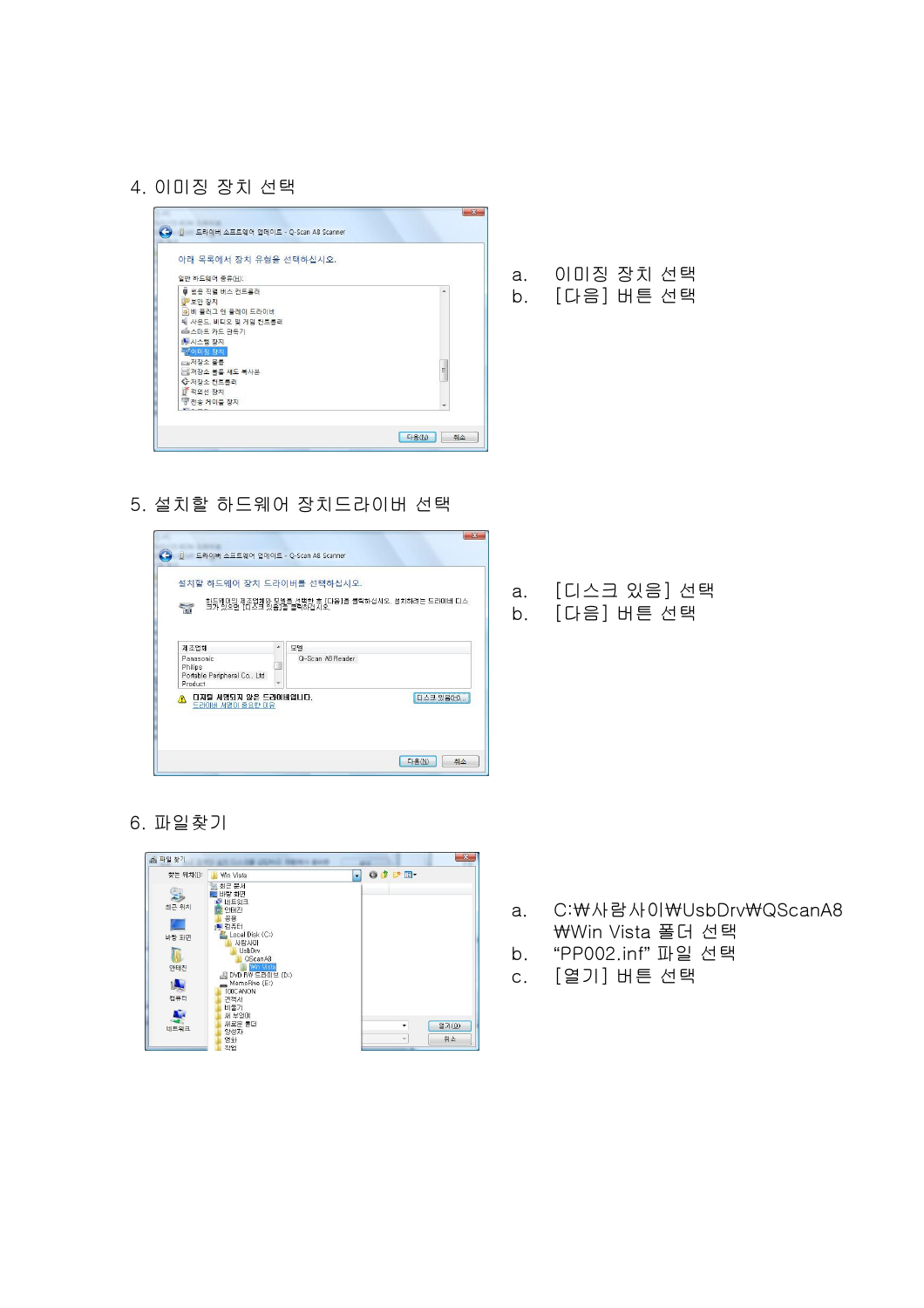4. 이미징 장치 선택

a. 이미징 장치 선택
b. [다음] 버튼 선택

5. 설치할 하드웨어 장치드라이버 선택

a. [디스크 있음] 선택
b. [다음] 버튼 선택

6. 파일찾기

a. C:₩사람사이₩UsbDrv₩QScanA8₩Win Vista 폴더 선택
b. “PP002.inf” 파일 선택
c. [열기] 버튼 선택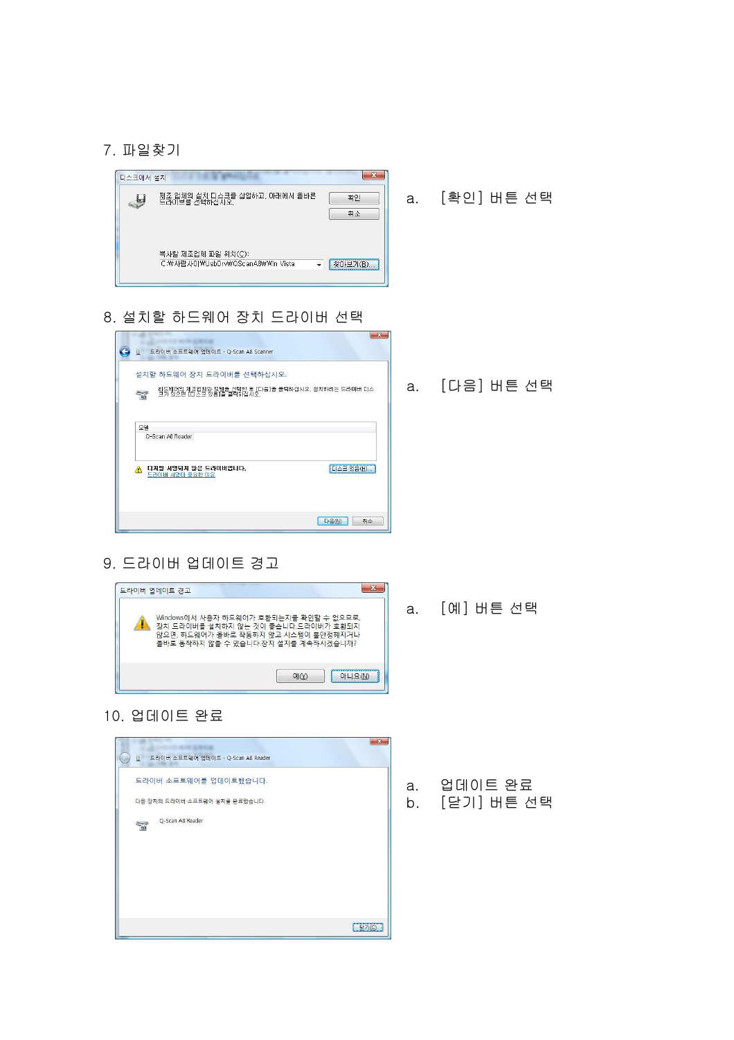7. 파일찾기

a. [확인] 버튼 선택

8. 설치할 하드웨어 장치 드라이버 선택

a. [다음] 버튼 선택

9. 드라이버 업데이트 경고

a. [예] 버튼 선택

10. 업데이트 완료

a. 업데이트 완료
b. [닫기] 버튼 선택